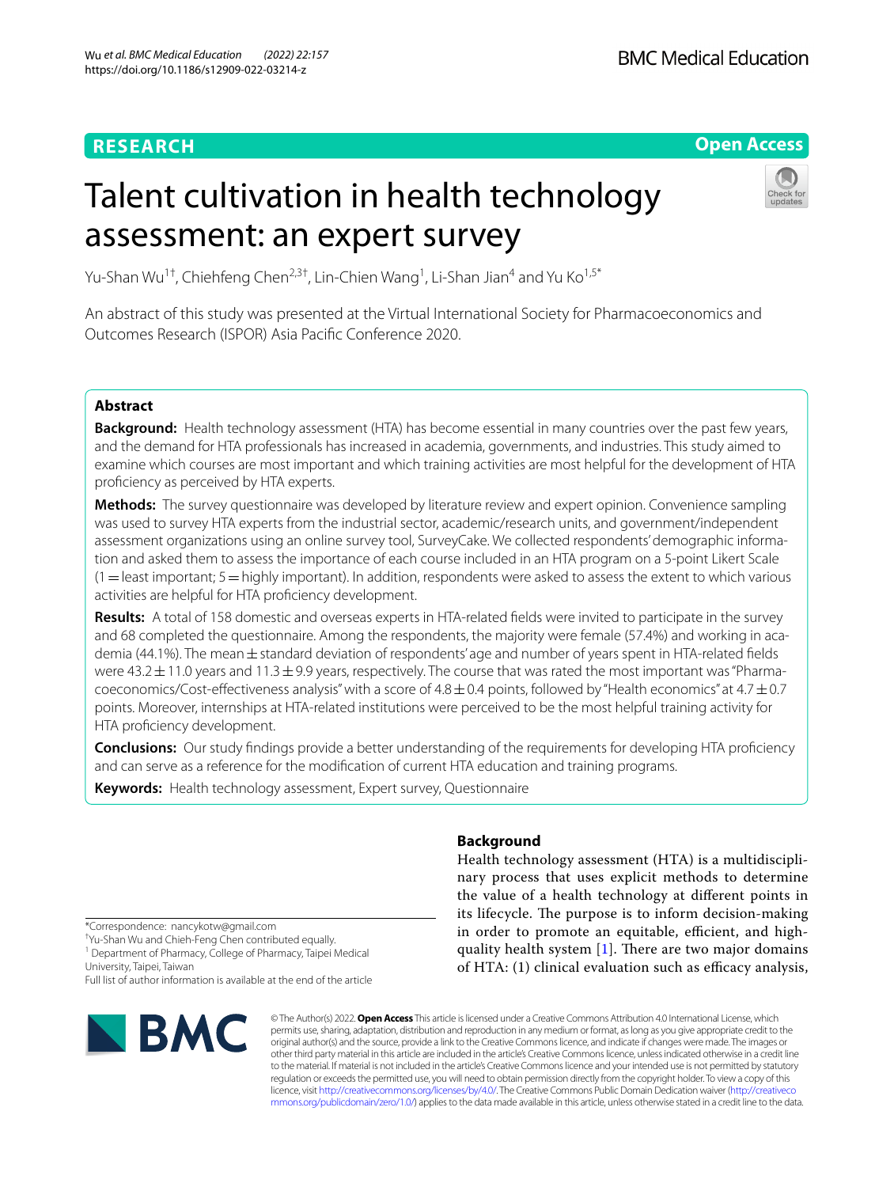RESEARCH

Open Access

# Talent cultivation in health technology assessment: an expert survey

Yu-Shan Wu[1†], Chiehfeng Chen[2,3†], Lin-Chien Wang[1], Li-Shan Jian[4] and Yu Ko[1,5*]

An abstract of this study was presented at the Virtual International Society for Pharmacoeconomics and Outcomes Research (ISPOR) Asia Pacific Conference 2020.

## Abstract

**Background:** Health technology assessment (HTA) has become essential in many countries over the past few years, and the demand for HTA professionals has increased in academia, governments, and industries. This study aimed to examine which courses are most important and which training activities are most helpful for the development of HTA proficiency as perceived by HTA experts.

**Methods:** The survey questionnaire was developed by literature review and expert opinion. Convenience sampling was used to survey HTA experts from the industrial sector, academic/research units, and government/independent assessment organizations using an online survey tool, SurveyCake. We collected respondents' demographic information and asked them to assess the importance of each course included in an HTA program on a 5-point Likert Scale (1 = least important; 5 = highly important). In addition, respondents were asked to assess the extent to which various activities are helpful for HTA proficiency development.

**Results:** A total of 158 domestic and overseas experts in HTA-related fields were invited to participate in the survey and 68 completed the questionnaire. Among the respondents, the majority were female (57.4%) and working in academia (44.1%). The mean ± standard deviation of respondents' age and number of years spent in HTA-related fields were 43.2 ± 11.0 years and 11.3 ± 9.9 years, respectively. The course that was rated the most important was "Pharmacoeconomics/Cost-effectiveness analysis" with a score of 4.8 ± 0.4 points, followed by "Health economics" at 4.7 ± 0.7 points. Moreover, internships at HTA-related institutions were perceived to be the most helpful training activity for HTA proficiency development.

**Conclusions:** Our study findings provide a better understanding of the requirements for developing HTA proficiency and can serve as a reference for the modification of current HTA education and training programs.

**Keywords:** Health technology assessment, Expert survey, Questionnaire

## Background

Health technology assessment (HTA) is a multidisciplinary process that uses explicit methods to determine the value of a health technology at different points in its lifecycle. The purpose is to inform decision-making in order to promote an equitable, efficient, and high-quality health system [1]. There are two major domains of HTA: (1) clinical evaluation such as efficacy analysis,

*Correspondence: nancykotw@gmail.com

†Yu-Shan Wu and Chieh-Feng Chen contributed equally.

[1] Department of Pharmacy, College of Pharmacy, Taipei Medical University, Taipei, Taiwan

Full list of author information is available at the end of the article

© The Author(s) 2022. **Open Access** This article is licensed under a Creative Commons Attribution 4.0 International License, which permits use, sharing, adaptation, distribution and reproduction in any medium or format, as long as you give appropriate credit to the original author(s) and the source, provide a link to the Creative Commons licence, and indicate if changes were made. The images or other third party material in this article are included in the article's Creative Commons licence, unless indicated otherwise in a credit line to the material. If material is not included in the article's Creative Commons licence and your intended use is not permitted by statutory regulation or exceeds the permitted use, you will need to obtain permission directly from the copyright holder. To view a copy of this licence, visit http://creativecommons.org/licenses/by/4.0/. The Creative Commons Public Domain Dedication waiver (http://creativecommons.org/publicdomain/zero/1.0/) applies to the data made available in this article, unless otherwise stated in a credit line to the data.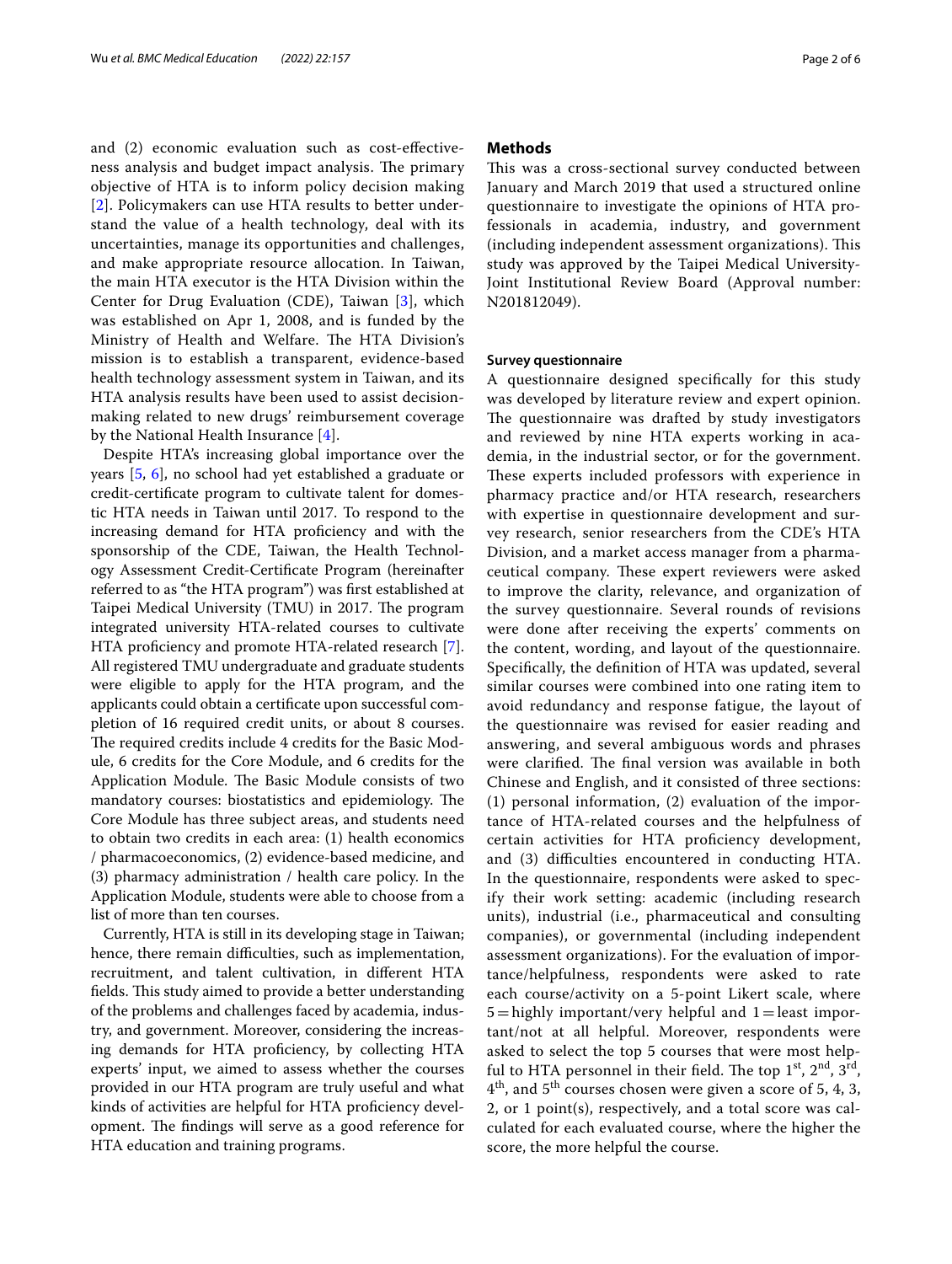and (2) economic evaluation such as cost-effectiveness analysis and budget impact analysis. The primary objective of HTA is to inform policy decision making [2]. Policymakers can use HTA results to better understand the value of a health technology, deal with its uncertainties, manage its opportunities and challenges, and make appropriate resource allocation. In Taiwan, the main HTA executor is the HTA Division within the Center for Drug Evaluation (CDE), Taiwan [3], which was established on Apr 1, 2008, and is funded by the Ministry of Health and Welfare. The HTA Division's mission is to establish a transparent, evidence-based health technology assessment system in Taiwan, and its HTA analysis results have been used to assist decision-making related to new drugs' reimbursement coverage by the National Health Insurance [4].

Despite HTA's increasing global importance over the years [5, 6], no school had yet established a graduate or credit-certificate program to cultivate talent for domestic HTA needs in Taiwan until 2017. To respond to the increasing demand for HTA proficiency and with the sponsorship of the CDE, Taiwan, the Health Technology Assessment Credit-Certificate Program (hereinafter referred to as "the HTA program") was first established at Taipei Medical University (TMU) in 2017. The program integrated university HTA-related courses to cultivate HTA proficiency and promote HTA-related research [7]. All registered TMU undergraduate and graduate students were eligible to apply for the HTA program, and the applicants could obtain a certificate upon successful completion of 16 required credit units, or about 8 courses. The required credits include 4 credits for the Basic Module, 6 credits for the Core Module, and 6 credits for the Application Module. The Basic Module consists of two mandatory courses: biostatistics and epidemiology. The Core Module has three subject areas, and students need to obtain two credits in each area: (1) health economics / pharmacoeconomics, (2) evidence-based medicine, and (3) pharmacy administration / health care policy. In the Application Module, students were able to choose from a list of more than ten courses.

Currently, HTA is still in its developing stage in Taiwan; hence, there remain difficulties, such as implementation, recruitment, and talent cultivation, in different HTA fields. This study aimed to provide a better understanding of the problems and challenges faced by academia, industry, and government. Moreover, considering the increasing demands for HTA proficiency, by collecting HTA experts' input, we aimed to assess whether the courses provided in our HTA program are truly useful and what kinds of activities are helpful for HTA proficiency development. The findings will serve as a good reference for HTA education and training programs.

## Methods

This was a cross-sectional survey conducted between January and March 2019 that used a structured online questionnaire to investigate the opinions of HTA professionals in academia, industry, and government (including independent assessment organizations). This study was approved by the Taipei Medical University-Joint Institutional Review Board (Approval number: N201812049).

### Survey questionnaire

A questionnaire designed specifically for this study was developed by literature review and expert opinion. The questionnaire was drafted by study investigators and reviewed by nine HTA experts working in academia, in the industrial sector, or for the government. These experts included professors with experience in pharmacy practice and/or HTA research, researchers with expertise in questionnaire development and survey research, senior researchers from the CDE's HTA Division, and a market access manager from a pharmaceutical company. These expert reviewers were asked to improve the clarity, relevance, and organization of the survey questionnaire. Several rounds of revisions were done after receiving the experts' comments on the content, wording, and layout of the questionnaire. Specifically, the definition of HTA was updated, several similar courses were combined into one rating item to avoid redundancy and response fatigue, the layout of the questionnaire was revised for easier reading and answering, and several ambiguous words and phrases were clarified. The final version was available in both Chinese and English, and it consisted of three sections: (1) personal information, (2) evaluation of the importance of HTA-related courses and the helpfulness of certain activities for HTA proficiency development, and (3) difficulties encountered in conducting HTA. In the questionnaire, respondents were asked to specify their work setting: academic (including research units), industrial (i.e., pharmaceutical and consulting companies), or governmental (including independent assessment organizations). For the evaluation of importance/helpfulness, respondents were asked to rate each course/activity on a 5-point Likert scale, where 5 = highly important/very helpful and 1 = least important/not at all helpful. Moreover, respondents were asked to select the top 5 courses that were most helpful to HTA personnel in their field. The top 1st, 2nd, 3rd, 4th, and 5th courses chosen were given a score of 5, 4, 3, 2, or 1 point(s), respectively, and a total score was calculated for each evaluated course, where the higher the score, the more helpful the course.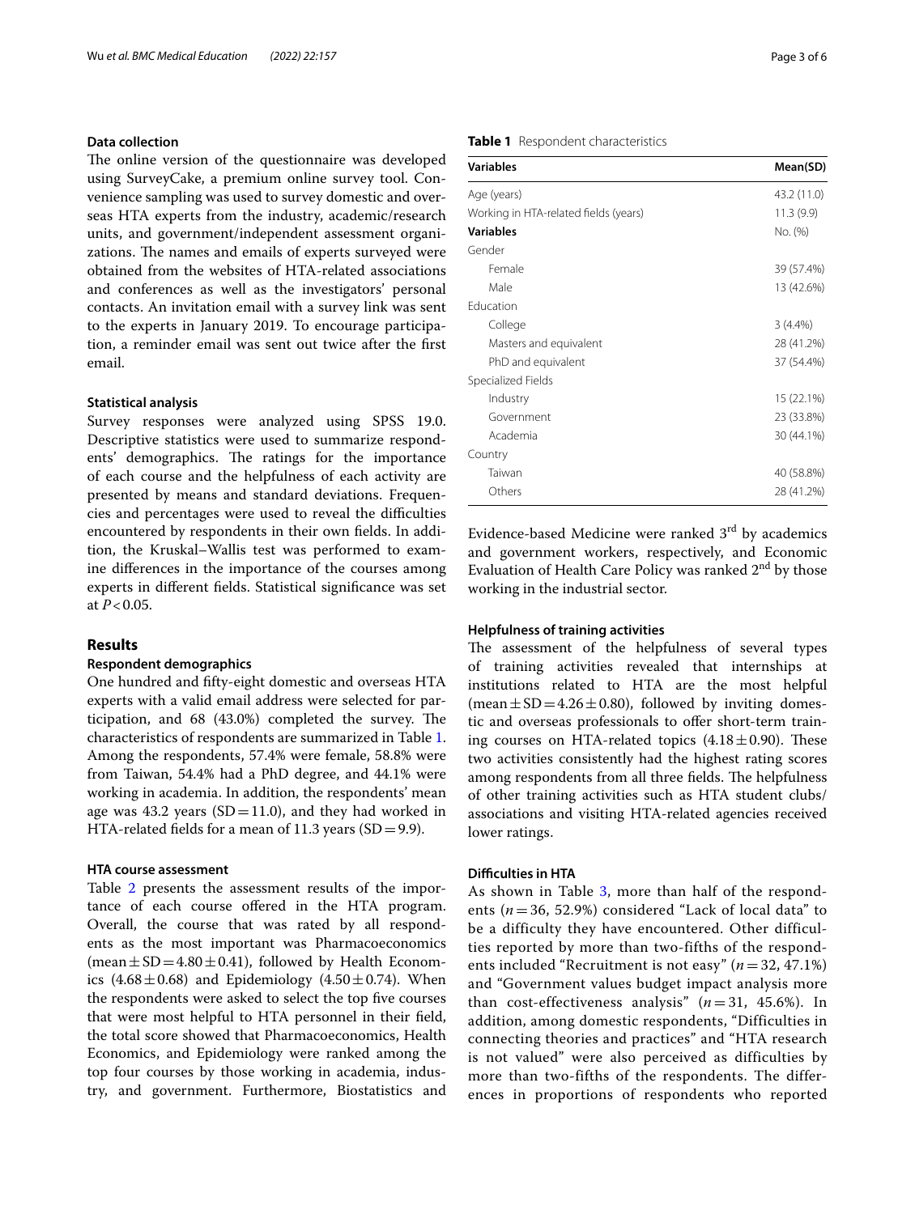### Data collection

The online version of the questionnaire was developed using SurveyCake, a premium online survey tool. Convenience sampling was used to survey domestic and overseas HTA experts from the industry, academic/research units, and government/independent assessment organizations. The names and emails of experts surveyed were obtained from the websites of HTA-related associations and conferences as well as the investigators' personal contacts. An invitation email with a survey link was sent to the experts in January 2019. To encourage participation, a reminder email was sent out twice after the first email.

### Statistical analysis

Survey responses were analyzed using SPSS 19.0. Descriptive statistics were used to summarize respondents' demographics. The ratings for the importance of each course and the helpfulness of each activity are presented by means and standard deviations. Frequencies and percentages were used to reveal the difficulties encountered by respondents in their own fields. In addition, the Kruskal–Wallis test was performed to examine differences in the importance of the courses among experts in different fields. Statistical significance was set at $P < 0.05$.

## Results

### Respondent demographics

One hundred and fifty-eight domestic and overseas HTA experts with a valid email address were selected for participation, and 68 (43.0%) completed the survey. The characteristics of respondents are summarized in Table 1. Among the respondents, 57.4% were female, 58.8% were from Taiwan, 54.4% had a PhD degree, and 44.1% were working in academia. In addition, the respondents' mean age was 43.2 years (SD = 11.0), and they had worked in HTA-related fields for a mean of 11.3 years (SD = 9.9).

**Table 1** Respondent characteristics

| Variables | Mean(SD) |
|---|---|
| Age (years) | 43.2 (11.0) |
| Working in HTA-related fields (years) | 11.3 (9.9) |
| **Variables** | No. (%) |
| Gender | |
| Female | 39 (57.4%) |
| Male | 13 (42.6%) |
| Education | |
| College | 3 (4.4%) |
| Masters and equivalent | 28 (41.2%) |
| PhD and equivalent | 37 (54.4%) |
| Specialized Fields | |
| Industry | 15 (22.1%) |
| Government | 23 (33.8%) |
| Academia | 30 (44.1%) |
| Country | |
| Taiwan | 40 (58.8%) |
| Others | 28 (41.2%) |

### HTA course assessment

Table 2 presents the assessment results of the importance of each course offered in the HTA program. Overall, the course that was rated by all respondents as the most important was Pharmacoeconomics (mean ± SD = 4.80 ± 0.41), followed by Health Economics (4.68 ± 0.68) and Epidemiology (4.50 ± 0.74). When the respondents were asked to select the top five courses that were most helpful to HTA personnel in their field, the total score showed that Pharmacoeconomics, Health Economics, and Epidemiology were ranked among the top four courses by those working in academia, industry, and government. Furthermore, Biostatistics and Evidence-based Medicine were ranked 3rd by academics and government workers, respectively, and Economic Evaluation of Health Care Policy was ranked 2nd by those working in the industrial sector.

### Helpfulness of training activities

The assessment of the helpfulness of several types of training activities revealed that internships at institutions related to HTA are the most helpful (mean ± SD = 4.26 ± 0.80), followed by inviting domestic and overseas professionals to offer short-term training courses on HTA-related topics (4.18 ± 0.90). These two activities consistently had the highest rating scores among respondents from all three fields. The helpfulness of other training activities such as HTA student clubs/associations and visiting HTA-related agencies received lower ratings.

### Difficulties in HTA

As shown in Table 3, more than half of the respondents ($n = 36$, 52.9%) considered "Lack of local data" to be a difficulty they have encountered. Other difficulties reported by more than two-fifths of the respondents included "Recruitment is not easy" ($n = 32$, 47.1%) and "Government values budget impact analysis more than cost-effectiveness analysis" ($n = 31$, 45.6%). In addition, among domestic respondents, "Difficulties in connecting theories and practices" and "HTA research is not valued" were also perceived as difficulties by more than two-fifths of the respondents. The differences in proportions of respondents who reported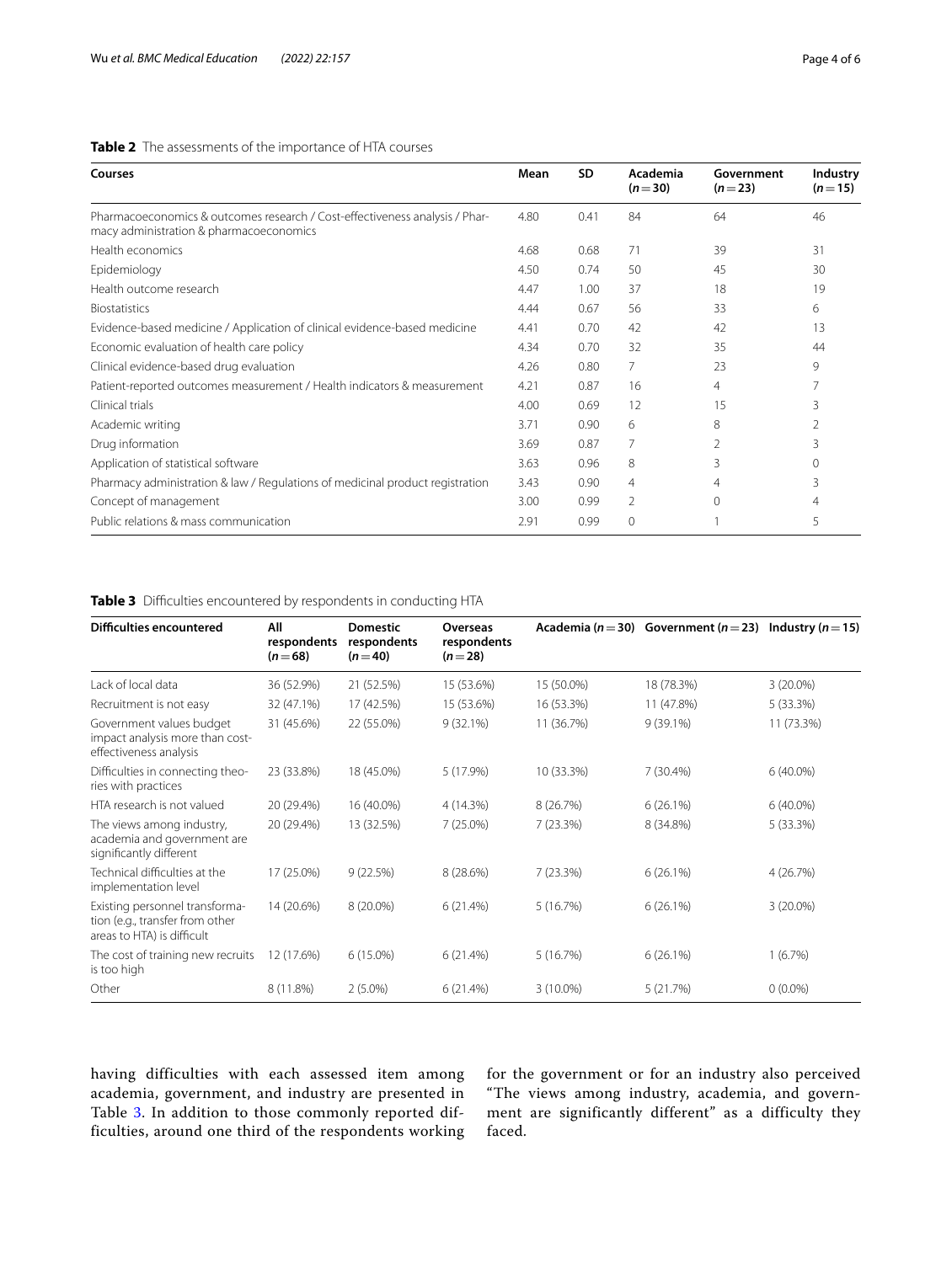**Table 2** The assessments of the importance of HTA courses

| Courses | Mean | SD | Academia ($n=30$) | Government ($n=23$) | Industry ($n=15$) |
|---|---|---|---|---|---|
| Pharmacoeconomics & outcomes research / Cost-effectiveness analysis / Pharmacy administration & pharmacoeconomics | 4.80 | 0.41 | 84 | 64 | 46 |
| Health economics | 4.68 | 0.68 | 71 | 39 | 31 |
| Epidemiology | 4.50 | 0.74 | 50 | 45 | 30 |
| Health outcome research | 4.47 | 1.00 | 37 | 18 | 19 |
| Biostatistics | 4.44 | 0.67 | 56 | 33 | 6 |
| Evidence-based medicine / Application of clinical evidence-based medicine | 4.41 | 0.70 | 42 | 42 | 13 |
| Economic evaluation of health care policy | 4.34 | 0.70 | 32 | 35 | 44 |
| Clinical evidence-based drug evaluation | 4.26 | 0.80 | 7 | 23 | 9 |
| Patient-reported outcomes measurement / Health indicators & measurement | 4.21 | 0.87 | 16 | 4 | 7 |
| Clinical trials | 4.00 | 0.69 | 12 | 15 | 3 |
| Academic writing | 3.71 | 0.90 | 6 | 8 | 2 |
| Drug information | 3.69 | 0.87 | 7 | 2 | 3 |
| Application of statistical software | 3.63 | 0.96 | 8 | 3 | 0 |
| Pharmacy administration & law / Regulations of medicinal product registration | 3.43 | 0.90 | 4 | 4 | 3 |
| Concept of management | 3.00 | 0.99 | 2 | 0 | 4 |
| Public relations & mass communication | 2.91 | 0.99 | 0 | 1 | 5 |

**Table 3** Difficulties encountered by respondents in conducting HTA

| Difficulties encountered | All respondents ($n=68$) | Domestic respondents ($n=40$) | Overseas respondents ($n=28$) | Academia ($n=30$) | Government ($n=23$) | Industry ($n=15$) |
|---|---|---|---|---|---|---|
| Lack of local data | 36 (52.9%) | 21 (52.5%) | 15 (53.6%) | 15 (50.0%) | 18 (78.3%) | 3 (20.0%) |
| Recruitment is not easy | 32 (47.1%) | 17 (42.5%) | 15 (53.6%) | 16 (53.3%) | 11 (47.8%) | 5 (33.3%) |
| Government values budget impact analysis more than cost-effectiveness analysis | 31 (45.6%) | 22 (55.0%) | 9 (32.1%) | 11 (36.7%) | 9 (39.1%) | 11 (73.3%) |
| Difficulties in connecting theories with practices | 23 (33.8%) | 18 (45.0%) | 5 (17.9%) | 10 (33.3%) | 7 (30.4%) | 6 (40.0%) |
| HTA research is not valued | 20 (29.4%) | 16 (40.0%) | 4 (14.3%) | 8 (26.7%) | 6 (26.1%) | 6 (40.0%) |
| The views among industry, academia and government are significantly different | 20 (29.4%) | 13 (32.5%) | 7 (25.0%) | 7 (23.3%) | 8 (34.8%) | 5 (33.3%) |
| Technical difficulties at the implementation level | 17 (25.0%) | 9 (22.5%) | 8 (28.6%) | 7 (23.3%) | 6 (26.1%) | 4 (26.7%) |
| Existing personnel transformation (e.g., transfer from other areas to HTA) is difficult | 14 (20.6%) | 8 (20.0%) | 6 (21.4%) | 5 (16.7%) | 6 (26.1%) | 3 (20.0%) |
| The cost of training new recruits is too high | 12 (17.6%) | 6 (15.0%) | 6 (21.4%) | 5 (16.7%) | 6 (26.1%) | 1 (6.7%) |
| Other | 8 (11.8%) | 2 (5.0%) | 6 (21.4%) | 3 (10.0%) | 5 (21.7%) | 0 (0.0%) |

having difficulties with each assessed item among academia, government, and industry are presented in Table 3. In addition to those commonly reported difficulties, around one third of the respondents working for the government or for an industry also perceived "The views among industry, academia, and government are significantly different" as a difficulty they faced.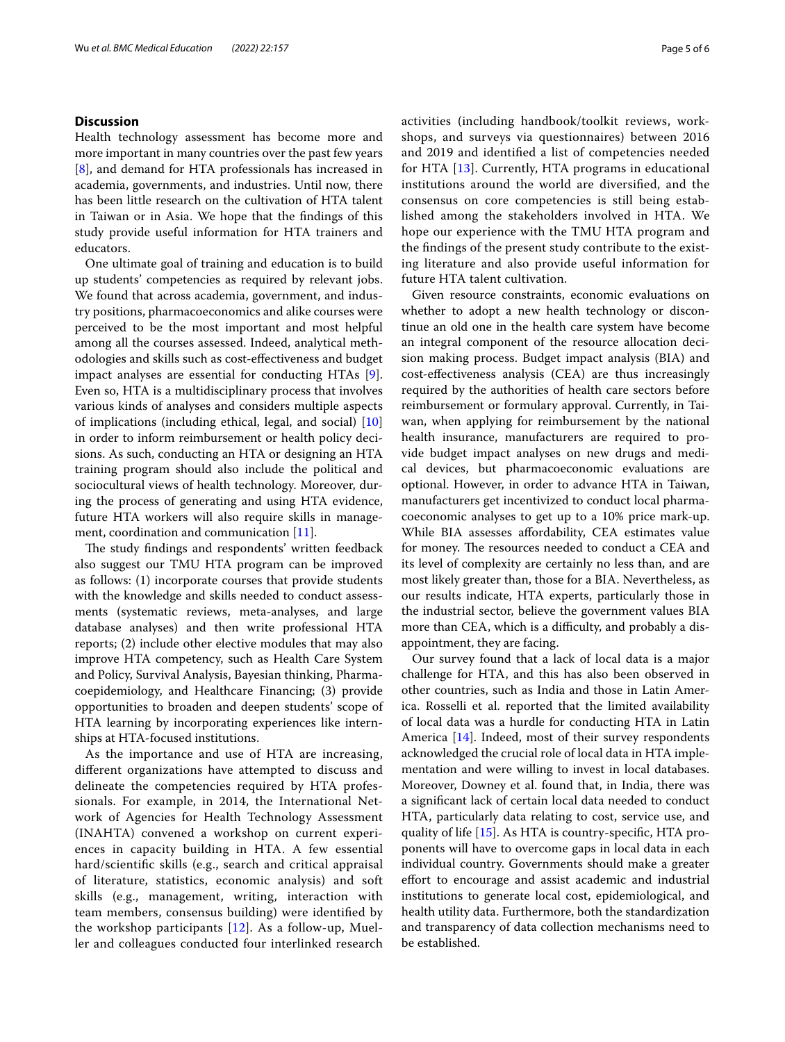## Discussion

Health technology assessment has become more and more important in many countries over the past few years [8], and demand for HTA professionals has increased in academia, governments, and industries. Until now, there has been little research on the cultivation of HTA talent in Taiwan or in Asia. We hope that the findings of this study provide useful information for HTA trainers and educators.

One ultimate goal of training and education is to build up students' competencies as required by relevant jobs. We found that across academia, government, and industry positions, pharmacoeconomics and alike courses were perceived to be the most important and most helpful among all the courses assessed. Indeed, analytical methodologies and skills such as cost-effectiveness and budget impact analyses are essential for conducting HTAs [9]. Even so, HTA is a multidisciplinary process that involves various kinds of analyses and considers multiple aspects of implications (including ethical, legal, and social) [10] in order to inform reimbursement or health policy decisions. As such, conducting an HTA or designing an HTA training program should also include the political and sociocultural views of health technology. Moreover, during the process of generating and using HTA evidence, future HTA workers will also require skills in management, coordination and communication [11].

The study findings and respondents' written feedback also suggest our TMU HTA program can be improved as follows: (1) incorporate courses that provide students with the knowledge and skills needed to conduct assessments (systematic reviews, meta-analyses, and large database analyses) and then write professional HTA reports; (2) include other elective modules that may also improve HTA competency, such as Health Care System and Policy, Survival Analysis, Bayesian thinking, Pharmacoepidemiology, and Healthcare Financing; (3) provide opportunities to broaden and deepen students' scope of HTA learning by incorporating experiences like internships at HTA-focused institutions.

As the importance and use of HTA are increasing, different organizations have attempted to discuss and delineate the competencies required by HTA professionals. For example, in 2014, the International Network of Agencies for Health Technology Assessment (INAHTA) convened a workshop on current experiences in capacity building in HTA. A few essential hard/scientific skills (e.g., search and critical appraisal of literature, statistics, economic analysis) and soft skills (e.g., management, writing, interaction with team members, consensus building) were identified by the workshop participants [12]. As a follow-up, Mueller and colleagues conducted four interlinked research activities (including handbook/toolkit reviews, workshops, and surveys via questionnaires) between 2016 and 2019 and identified a list of competencies needed for HTA [13]. Currently, HTA programs in educational institutions around the world are diversified, and the consensus on core competencies is still being established among the stakeholders involved in HTA. We hope our experience with the TMU HTA program and the findings of the present study contribute to the existing literature and also provide useful information for future HTA talent cultivation.

Given resource constraints, economic evaluations on whether to adopt a new health technology or discontinue an old one in the health care system have become an integral component of the resource allocation decision making process. Budget impact analysis (BIA) and cost-effectiveness analysis (CEA) are thus increasingly required by the authorities of health care sectors before reimbursement or formulary approval. Currently, in Taiwan, when applying for reimbursement by the national health insurance, manufacturers are required to provide budget impact analyses on new drugs and medical devices, but pharmacoeconomic evaluations are optional. However, in order to advance HTA in Taiwan, manufacturers get incentivized to conduct local pharmacoeconomic analyses to get up to a 10% price mark-up. While BIA assesses affordability, CEA estimates value for money. The resources needed to conduct a CEA and its level of complexity are certainly no less than, and are most likely greater than, those for a BIA. Nevertheless, as our results indicate, HTA experts, particularly those in the industrial sector, believe the government values BIA more than CEA, which is a difficulty, and probably a disappointment, they are facing.

Our survey found that a lack of local data is a major challenge for HTA, and this has also been observed in other countries, such as India and those in Latin America. Rosselli et al. reported that the limited availability of local data was a hurdle for conducting HTA in Latin America [14]. Indeed, most of their survey respondents acknowledged the crucial role of local data in HTA implementation and were willing to invest in local databases. Moreover, Downey et al. found that, in India, there was a significant lack of certain local data needed to conduct HTA, particularly data relating to cost, service use, and quality of life [15]. As HTA is country-specific, HTA proponents will have to overcome gaps in local data in each individual country. Governments should make a greater effort to encourage and assist academic and industrial institutions to generate local cost, epidemiological, and health utility data. Furthermore, both the standardization and transparency of data collection mechanisms need to be established.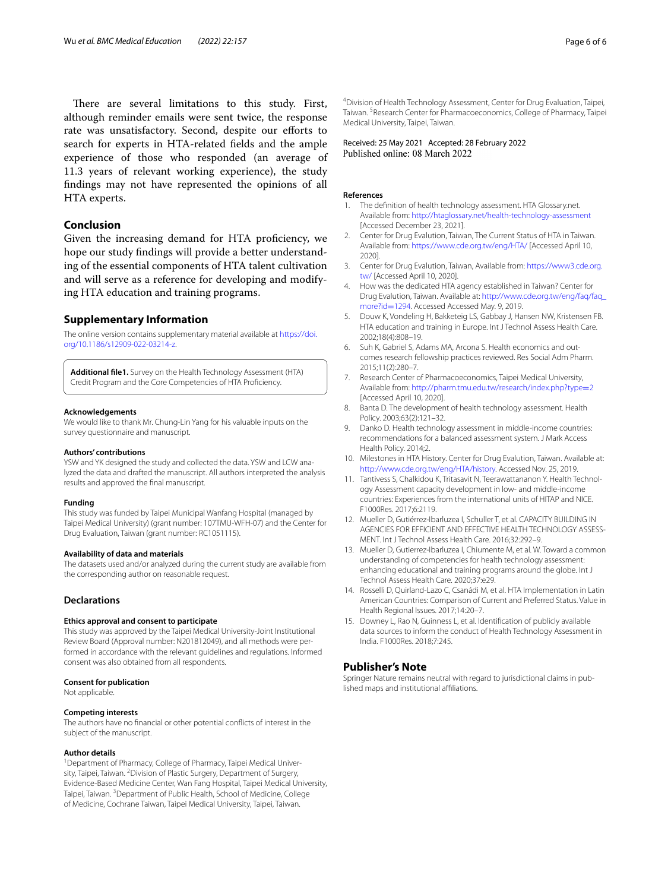There are several limitations to this study. First, although reminder emails were sent twice, the response rate was unsatisfactory. Second, despite our efforts to search for experts in HTA-related fields and the ample experience of those who responded (an average of 11.3 years of relevant working experience), the study findings may not have represented the opinions of all HTA experts.

## Conclusion

Given the increasing demand for HTA proficiency, we hope our study findings will provide a better understanding of the essential components of HTA talent cultivation and will serve as a reference for developing and modifying HTA education and training programs.

## Supplementary Information

The online version contains supplementary material available at https://doi.org/10.1186/s12909-022-03214-z.

**Additional file1.** Survey on the Health Technology Assessment (HTA) Credit Program and the Core Competencies of HTA Proficiency.

#### Acknowledgements

We would like to thank Mr. Chung-Lin Yang for his valuable inputs on the survey questionnaire and manuscript.

#### Authors' contributions

YSW and YK designed the study and collected the data. YSW and LCW analyzed the data and drafted the manuscript. All authors interpreted the analysis results and approved the final manuscript.

#### Funding

This study was funded by Taipei Municipal Wanfang Hospital (managed by Taipei Medical University) (grant number: 107TMU-WFH-07) and the Center for Drug Evaluation, Taiwan (grant number: RC1051115).

#### Availability of data and materials

The datasets used and/or analyzed during the current study are available from the corresponding author on reasonable request.

## Declarations

#### Ethics approval and consent to participate

This study was approved by the Taipei Medical University-Joint Institutional Review Board (Approval number: N201812049), and all methods were performed in accordance with the relevant guidelines and regulations. Informed consent was also obtained from all respondents.

#### Consent for publication

Not applicable.

#### Competing interests

The authors have no financial or other potential conflicts of interest in the subject of the manuscript.

#### Author details

[1]Department of Pharmacy, College of Pharmacy, Taipei Medical University, Taipei, Taiwan. [2]Division of Plastic Surgery, Department of Surgery, Evidence-Based Medicine Center, Wan Fang Hospital, Taipei Medical University, Taipei, Taiwan. [3]Department of Public Health, School of Medicine, College of Medicine, Cochrane Taiwan, Taipei Medical University, Taipei, Taiwan. [4]Division of Health Technology Assessment, Center for Drug Evaluation, Taipei, Taiwan. [5]Research Center for Pharmacoeconomics, College of Pharmacy, Taipei Medical University, Taipei, Taiwan.

Received: 25 May 2021 Accepted: 28 February 2022
Published online: 08 March 2022

#### References

1. The definition of health technology assessment. HTA Glossary.net. Available from: http://htaglossary.net/health-technology-assessment [Accessed December 23, 2021].
2. Center for Drug Evalution, Taiwan, The Current Status of HTA in Taiwan. Available from: https://www.cde.org.tw/eng/HTA/ [Accessed April 10, 2020].
3. Center for Drug Evalution, Taiwan, Available from: https://www3.cde.org.tw/ [Accessed April 10, 2020].
4. How was the dedicated HTA agency established in Taiwan? Center for Drug Evalution, Taiwan. Available at: http://www.cde.org.tw/eng/faq/faq_more?id=1294. Accessed Accessed May. 9, 2019.
5. Douw K, Vondeling H, Bakketeig LS, Gabbay J, Hansen NW, Kristensen FB. HTA education and training in Europe. Int J Technol Assess Health Care. 2002;18(4):808–19.
6. Suh K, Gabriel S, Adams MA, Arcona S. Health economics and outcomes research fellowship practices reviewed. Res Social Adm Pharm. 2015;11(2):280–7.
7. Research Center of Pharmacoeconomics, Taipei Medical University, Available from: http://pharm.tmu.edu.tw/research/index.php?type=2 [Accessed April 10, 2020].
8. Banta D. The development of health technology assessment. Health Policy. 2003;63(2):121–32.
9. Danko D. Health technology assessment in middle-income countries: recommendations for a balanced assessment system. J Mark Access Health Policy. 2014;2.
10. Milestones in HTA History. Center for Drug Evalution, Taiwan. Available at: http://www.cde.org.tw/eng/HTA/history. Accessed Nov. 25, 2019.
11. Tantivess S, Chalkidou K, Tritasavit N, Teerawattananon Y. Health Technology Assessment capacity development in low- and middle-income countries: Experiences from the international units of HITAP and NICE. F1000Res. 2017;6:2119.
12. Mueller D, Gutiérrez-Ibarluzea I, Schuller T, et al. CAPACITY BUILDING IN AGENCIES FOR EFFICIENT AND EFFECTIVE HEALTH TECHNOLOGY ASSESSMENT. Int J Technol Assess Health Care. 2016;32:292–9.
13. Mueller D, Gutierrez-Ibarluzea I, Chiumente M, et al. W. Toward a common understanding of competencies for health technology assessment: enhancing educational and training programs around the globe. Int J Technol Assess Health Care. 2020;37:e29.
14. Rosselli D, Quirland-Lazo C, Csanádi M, et al. HTA Implementation in Latin American Countries: Comparison of Current and Preferred Status. Value in Health Regional Issues. 2017;14:20–7.
15. Downey L, Rao N, Guinness L, et al. Identification of publicly available data sources to inform the conduct of Health Technology Assessment in India. F1000Res. 2018;7:245.

## Publisher's Note

Springer Nature remains neutral with regard to jurisdictional claims in published maps and institutional affiliations.